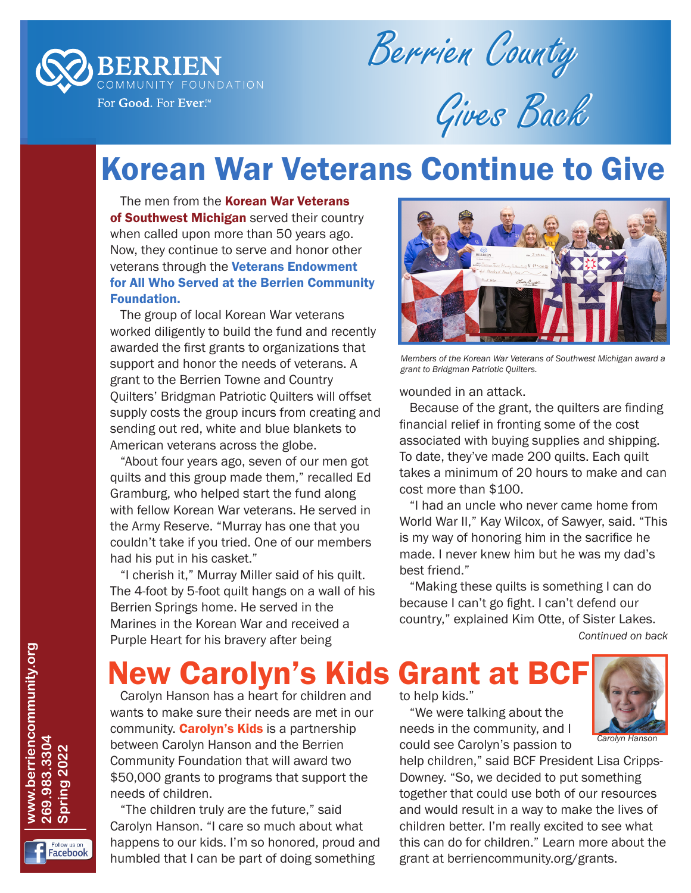BERRIEN COMMUNITY FOUNDATION

For Good. For Ever.℠

# Berrien County Gives Back

## Korean War Veterans Continue to Give

The men from the **Korean War Veterans of Southwest Michigan** served their country when called upon more than 50 years ago. Now, they continue to serve and honor other veterans through the **Veterans Endowment for All Who Served at the Berrien Community Foundation.**

The group of local Korean War veterans worked diligently to build the fund and recently awarded the first grants to organizations that support and honor the needs of veterans. A grant to the Berrien Towne and Country Quilters' Bridgman Patriotic Quilters will offset supply costs the group incurs from creating and sending out red, white and blue blankets to American veterans across the globe.

"About four years ago, seven of our men got quilts and this group made them," recalled Ed Gramburg, who helped start the fund along with fellow Korean War veterans. He served in the Army Reserve. "Murray has one that you couldn't take if you tried. One of our members had his put in his casket."

"I cherish it," Murray Miller said of his quilt. The 4-foot by 5-foot quilt hangs on a wall of his Berrien Springs home. He served in the Marines in the Korean War and received a Purple Heart for his bravery after being wounded in an attack.

*Members of the Korean War Veterans of Southwest Michigan award a grant to Bridgman Patriotic Quilters.*

Because of the grant, the quilters are finding financial relief in fronting some of the cost associated with buying supplies and shipping. To date, they've made 200 quilts. Each quilt takes a minimum of 20 hours to make and can cost more than $100.

"I had an uncle who never came home from World War II," Kay Wilcox, of Sawyer, said. "This is my way of honoring him in the sacrifice he made. I never knew him but he was my dad's best friend."

"Making these quilts is something I can do because I can't go fight. I can't defend our country," explained Kim Otte, of Sister Lakes.

*Continued on back*

## New Carolyn's Kids Grant at BCF

Carolyn Hanson has a heart for children and wants to make sure their needs are met in our community. **Carolyn's Kids** is a partnership between Carolyn Hanson and the Berrien Community Foundation that will award two $50,000 grants to programs that support the needs of children.

"The children truly are the future," said Carolyn Hanson. "I care so much about what happens to our kids. I'm so honored, proud and humbled that I can be part of doing something to help kids."

*Carolyn Hanson*

"We were talking about the needs in the community, and I could see Carolyn's passion to help children," said BCF President Lisa Cripps-Downey. "So, we decided to put something together that could use both of our resources and would result in a way to make the lives of children better. I'm really excited to see what this can do for children." Learn more about the grant at berriencommunity.org/grants.

www.berriencommunity.org
269.983.3304
Spring 2022

Follow us on Facebook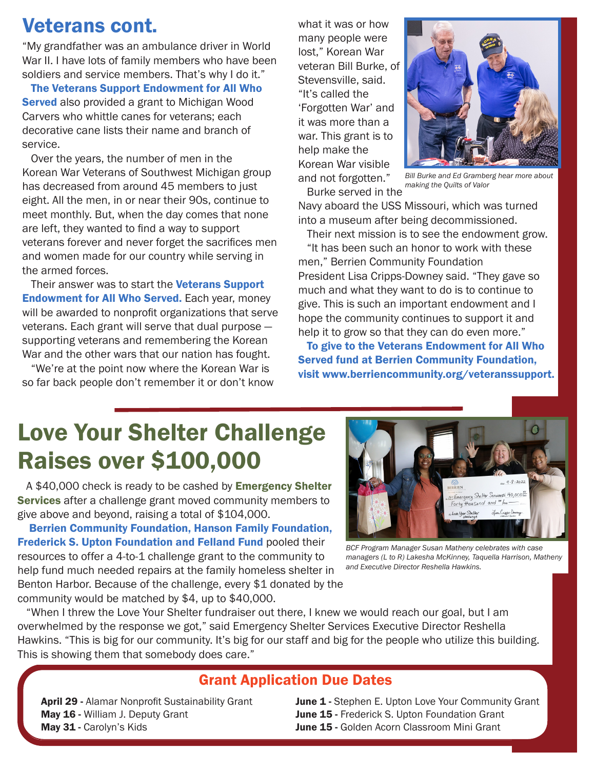# Veterans cont.

"My grandfather was an ambulance driver in World War II. I have lots of family members who have been soldiers and service members. That's why I do it."

**The Veterans Support Endowment for All Who Served** also provided a grant to Michigan Wood Carvers who whittle canes for veterans; each decorative cane lists their name and branch of service.

Over the years, the number of men in the Korean War Veterans of Southwest Michigan group has decreased from around 45 members to just eight. All the men, in or near their 90s, continue to meet monthly. But, when the day comes that none are left, they wanted to find a way to support veterans forever and never forget the sacrifices men and women made for our country while serving in the armed forces.

Their answer was to start the **Veterans Support Endowment for All Who Served.** Each year, money will be awarded to nonprofit organizations that serve veterans. Each grant will serve that dual purpose — supporting veterans and remembering the Korean War and the other wars that our nation has fought.

"We're at the point now where the Korean War is so far back people don't remember it or don't know what it was or how many people were lost," Korean War veteran Bill Burke, of Stevensville, said. "It's called the 'Forgotten War' and it was more than a war. This grant is to help make the Korean War visible and not forgotten."

*Bill Burke and Ed Gramberg hear more about making the Quilts of Valor*

Burke served in the Navy aboard the USS Missouri, which was turned into a museum after being decommissioned.

Their next mission is to see the endowment grow.

"It has been such an honor to work with these men," Berrien Community Foundation President Lisa Cripps-Downey said. "They gave so much and what they want to do is to continue to give. This is such an important endowment and I hope the community continues to support it and help it to grow so that they can do even more."

**To give to the Veterans Endowment for All Who Served fund at Berrien Community Foundation, visit www.berriencommunity.org/veteranssupport.**

# Love Your Shelter Challenge Raises over $100,000

A $40,000 check is ready to be cashed by **Emergency Shelter Services** after a challenge grant moved community members to give above and beyond, raising a total of $104,000.

**Berrien Community Foundation, Hanson Family Foundation, Frederick S. Upton Foundation and Felland Fund** pooled their resources to offer a 4-to-1 challenge grant to the community to help fund much needed repairs at the family homeless shelter in Benton Harbor. Because of the challenge, every $1 donated by the community would be matched by $4, up to $40,000.

*BCF Program Manager Susan Matheny celebrates with case managers (L to R) Lakesha McKinney, Taquella Harrison, Matheny and Executive Director Reshella Hawkins.*

"When I threw the Love Your Shelter fundraiser out there, I knew we would reach our goal, but I am overwhelmed by the response we got," said Emergency Shelter Services Executive Director Reshella Hawkins. "This is big for our community. It's big for our staff and big for the people who utilize this building. This is showing them that somebody does care."

## Grant Application Due Dates

**April 29** - Alamar Nonprofit Sustainability Grant
**May 16** - William J. Deputy Grant
**May 31** - Carolyn's Kids
**June 1** - Stephen E. Upton Love Your Community Grant
**June 15** - Frederick S. Upton Foundation Grant
**June 15** - Golden Acorn Classroom Mini Grant